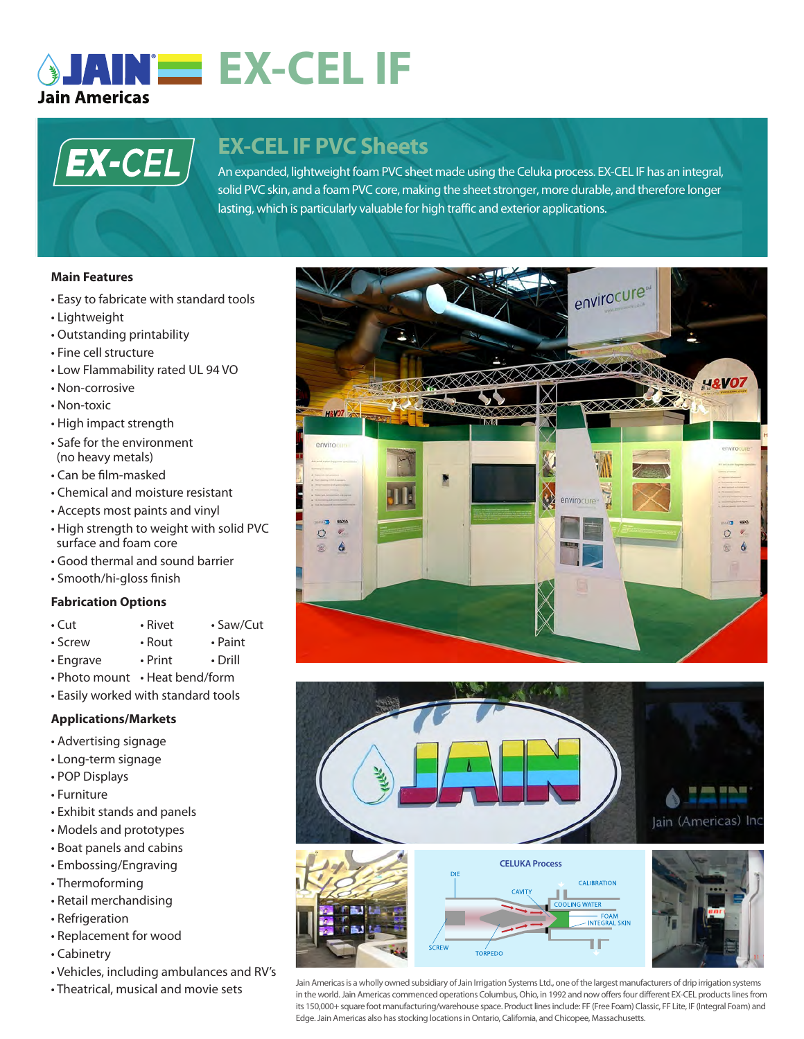# EX-CEL IF

Jain Americas

## EX-CEL IF PVC Sheets

An expanded, lightweight foam PVC sheet made using the Celuka process. EX-CEL IF has an integral, solid PVC skin, and a foam PVC core, making the sheet stronger, more durable, and therefore longer lasting, which is particularly valuable for high traffic and exterior applications.

### Main Features

- Easy to fabricate with standard tools
- Lightweight
- Outstanding printability
- Fine cell structure
- Low Flammability rated UL 94 VO
- Non-corrosive
- Non-toxic
- High impact strength
- Safe for the environment (no heavy metals)
- Can be film-masked
- Chemical and moisture resistant
- Accepts most paints and vinyl
- High strength to weight with solid PVC surface and foam core
- Good thermal and sound barrier
- Smooth/hi-gloss finish

### Fabrication Options

- Cut
- Rivet
- Saw/Cut
- Screw
- Rout
- Paint
- Engrave
- Print
- Drill
- Photo mount
- Heat bend/form
- Easily worked with standard tools

### Applications/Markets

- Advertising signage
- Long-term signage
- POP Displays
- Furniture
- Exhibit stands and panels
- Models and prototypes
- Boat panels and cabins
- Embossing/Engraving
- Thermoforming
- Retail merchandising
- Refrigeration
- Replacement for wood
- Cabinetry
- Vehicles, including ambulances and RV's
- Theatrical, musical and movie sets

CELUKA Process

DIE

CAVITY

CALIBRATION

COOLING WATER

FOAM

INTEGRAL SKIN

SCREW

TORPEDO

Jain Americas is a wholly owned subsidiary of Jain Irrigation Systems Ltd., one of the largest manufacturers of drip irrigation systems in the world. Jain Americas commenced operations Columbus, Ohio, in 1992 and now offers four different EX-CEL products lines from its 150,000+ square foot manufacturing/warehouse space. Product lines include: FF (Free Foam) Classic, FF Lite, IF (Integral Foam) and Edge. Jain Americas also has stocking locations in Ontario, California, and Chicopee, Massachusetts.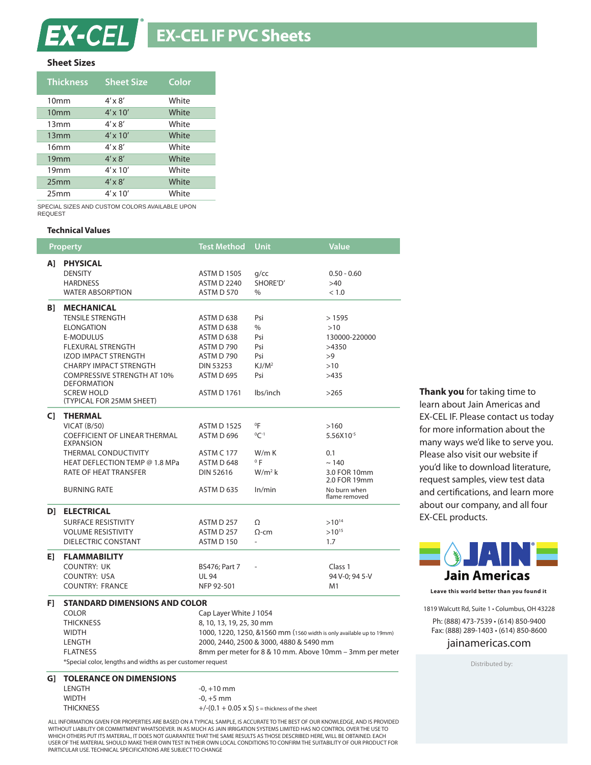# EX-CEL IF PVC Sheets

### Sheet Sizes

| Thickness | Sheet Size | Color |
|---|---|---|
| 10mm | 4' x 8' | White |
| 10mm | 4' x 10' | White |
| 13mm | 4' x 8' | White |
| 13mm | 4' x 10' | White |
| 16mm | 4' x 8' | White |
| 19mm | 4' x 8' | White |
| 19mm | 4' x 10' | White |
| 25mm | 4' x 8' | White |
| 25mm | 4' x 10' | White |

SPECIAL SIZES AND CUSTOM COLORS AVAILABLE UPON REQUEST

### Technical Values

| | Property | Test Method | Unit | Value |
|---|---|---|---|---|
| A] | **PHYSICAL** | | | |
| | DENSITY | ASTM D 1505 | g/cc | 0.50 - 0.60 |
| | HARDNESS | ASTM D 2240 | SHORE'D' | >40 |
| | WATER ABSORPTION | ASTM D 570 | % | < 1.0 |
| B] | **MECHANICAL** | | | |
| | TENSILE STRENGTH | ASTM D 638 | Psi | > 1595 |
| | ELONGATION | ASTM D 638 | % | >10 |
| | E-MODULUS | ASTM D 638 | Psi | 130000-220000 |
| | FLEXURAL STRENGTH | ASTM D 790 | Psi | >4350 |
| | IZOD IMPACT STRENGTH | ASTM D 790 | Psi | >9 |
| | CHARPY IMPACT STRENGTH | DIN 53253 | $KJ/M^2$ | >10 |
| | COMPRESSIVE STRENGTH AT 10% DEFORMATION | ASTM D 695 | Psi | >435 |
| | SCREW HOLD (TYPICAL FOR 25MM SHEET) | ASTM D 1761 | lbs/inch | >265 |
| C] | **THERMAL** | | | |
| | VICAT (B/50) | ASTM D 1525 | $^0F$ | >160 |
| | COEFFICIENT OF LINEAR THERMAL EXPANSION | ASTM D 696 | $^0C^{-1}$ | $5.56X10^{-5}$ |
| | THERMAL CONDUCTIVITY | ASTM C 177 | W/m K | 0.1 |
| | HEAT DEFLECTION TEMP @ 1.8 MPa | ASTM D 648 | $^0$ F | ~ 140 |
| | RATE OF HEAT TRANSFER | DIN 52616 | $W/m^2$ k | 3.0 FOR 10mm 2.0 FOR 19mm |
| | BURNING RATE | ASTM D 635 | In/min | No burn when flame removed |
| D] | **ELECTRICAL** | | | |
| | SURFACE RESISTIVITY | ASTM D 257 | Ω | $>10^{14}$ |
| | VOLUME RESISTIVITY | ASTM D 257 | Ω-cm | $>10^{15}$ |
| | DIELECTRIC CONSTANT | ASTM D 150 | - | 1.7 |
| E] | **FLAMMABILITY** | | | |
| | COUNTRY: UK | BS476; Part 7 | - | Class 1 |
| | COUNTRY: USA | UL 94 | | 94 V-0; 94 5-V |
| | COUNTRY: FRANCE | NFP 92-501 | | M1 |

| | | |
|---|---|---|
| F] | **STANDARD DIMENSIONS AND COLOR** | |
| | COLOR | Cap Layer White J 1054 |
| | THICKNESS | 8, 10, 13, 19, 25, 30 mm |
| | WIDTH | 1000, 1220, 1250, &1560 mm (1560 width is only available up to 19mm) |
| | LENGTH | 2000, 2440, 2500 & 3000, 4880 & 5490 mm |
| | FLATNESS | 8mm per meter for 8 & 10 mm. Above 10mm – 3mm per meter |
| | *Special color, lengths and widths as per customer request | |
| G] | **TOLERANCE ON DIMENSIONS** | |
| | LENGTH | -0, +10 mm |
| | WIDTH | -0, +5 mm |
| | THICKNESS | +/-(0.1 + 0.05 x S) S = thickness of the sheet |

ALL INFORMATION GIVEN FOR PROPERTIES ARE BASED ON A TYPICAL SAMPLE, IS ACCURATE TO THE BEST OF OUR KNOWLEDGE, AND IS PROVIDED WITHOUT LIABILITY OR COMMITMENT WHATSOEVER. IN AS MUCH AS JAIN IRRIGATION SYSTEMS LIMITED HAS NO CONTROL OVER THE USE TO WHICH OTHERS PUT ITS MATERIAL, IT DOES NOT GUARANTEE THAT THE SAME RESULTS AS THOSE DESCRIBED HERE, WILL BE OBTAINED. EACH USER OF THE MATERIAL SHOULD MAKE THEIR OWN TEST IN THEIR OWN LOCAL CONDITIONS TO CONFIRM THE SUITABILITY OF OUR PRODUCT FOR PARTICULAR USE. TECHNICAL SPECIFICATIONS ARE SUBJECT TO CHANGE

**Thank you** for taking time to learn about Jain Americas and EX-CEL IF. Please contact us today for more information about the many ways we'd like to serve you. Please also visit our website if you'd like to download literature, request samples, view test data and certifications, and learn more about our company, and all four EX-CEL products.

**Jain Americas**

**Leave this world better than you found it**

1819 Walcutt Rd, Suite 1 • Columbus, OH 43228

Ph: (888) 473-7539 • (614) 850-9400

Fax: (888) 289-1403 • (614) 850-8600

jainamericas.com

Distributed by: